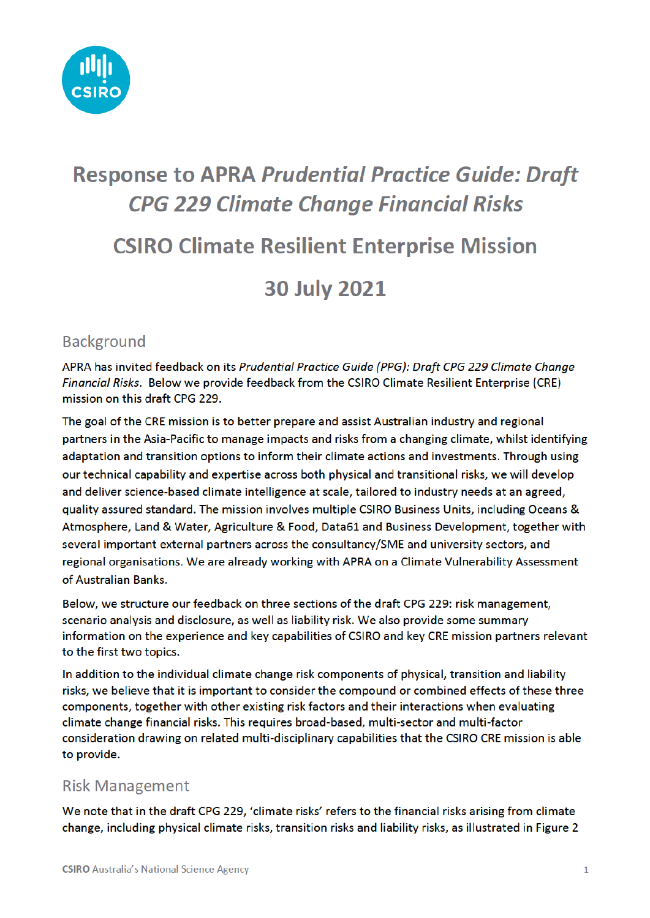# Response to APRA *Prudential Practice Guide: Draft CPG 229 Climate Change Financial Risks*

# CSIRO Climate Resilient Enterprise Mission

# 30 July 2021

## Background

APRA has invited feedback on its *Prudential Practice Guide (PPG): Draft CPG 229 Climate Change Financial Risks*. Below we provide feedback from the CSIRO Climate Resilient Enterprise (CRE) mission on this draft CPG 229.

The goal of the CRE mission is to better prepare and assist Australian industry and regional partners in the Asia-Pacific to manage impacts and risks from a changing climate, whilst identifying adaptation and transition options to inform their climate actions and investments. Through using our technical capability and expertise across both physical and transitional risks, we will develop and deliver science-based climate intelligence at scale, tailored to industry needs at an agreed, quality assured standard. The mission involves multiple CSIRO Business Units, including Oceans & Atmosphere, Land & Water, Agriculture & Food, Data61 and Business Development, together with several important external partners across the consultancy/SME and university sectors, and regional organisations. We are already working with APRA on a Climate Vulnerability Assessment of Australian Banks.

Below, we structure our feedback on three sections of the draft CPG 229: risk management, scenario analysis and disclosure, as well as liability risk. We also provide some summary information on the experience and key capabilities of CSIRO and key CRE mission partners relevant to the first two topics.

In addition to the individual climate change risk components of physical, transition and liability risks, we believe that it is important to consider the compound or combined effects of these three components, together with other existing risk factors and their interactions when evaluating climate change financial risks. This requires broad-based, multi-sector and multi-factor consideration drawing on related multi-disciplinary capabilities that the CSIRO CRE mission is able to provide.

## Risk Management

We note that in the draft CPG 229, 'climate risks' refers to the financial risks arising from climate change, including physical climate risks, transition risks and liability risks, as illustrated in Figure 2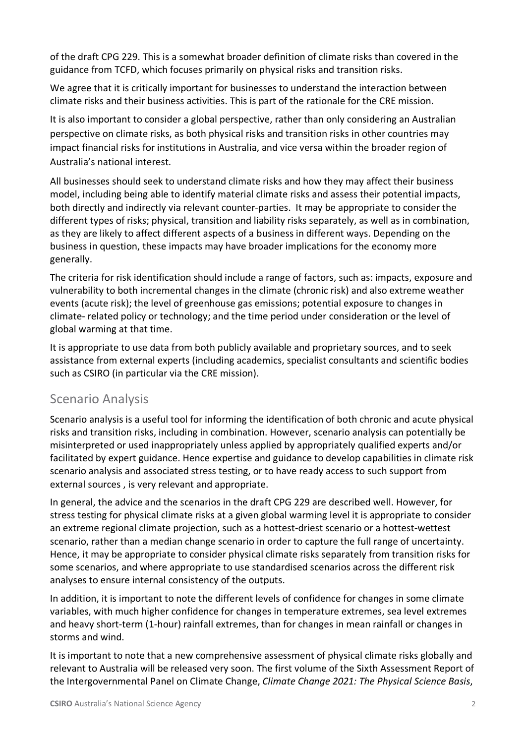of the draft CPG 229. This is a somewhat broader definition of climate risks than covered in the guidance from TCFD, which focuses primarily on physical risks and transition risks.

We agree that it is critically important for businesses to understand the interaction between climate risks and their business activities. This is part of the rationale for the CRE mission.

It is also important to consider a global perspective, rather than only considering an Australian perspective on climate risks, as both physical risks and transition risks in other countries may impact financial risks for institutions in Australia, and vice versa within the broader region of Australia's national interest.

All businesses should seek to understand climate risks and how they may affect their business model, including being able to identify material climate risks and assess their potential impacts, both directly and indirectly via relevant counter-parties. It may be appropriate to consider the different types of risks; physical, transition and liability risks separately, as well as in combination, as they are likely to affect different aspects of a business in different ways. Depending on the business in question, these impacts may have broader implications for the economy more generally.

The criteria for risk identification should include a range of factors, such as: impacts, exposure and vulnerability to both incremental changes in the climate (chronic risk) and also extreme weather events (acute risk); the level of greenhouse gas emissions; potential exposure to changes in climate- related policy or technology; and the time period under consideration or the level of global warming at that time.

It is appropriate to use data from both publicly available and proprietary sources, and to seek assistance from external experts (including academics, specialist consultants and scientific bodies such as CSIRO (in particular via the CRE mission).

## Scenario Analysis

Scenario analysis is a useful tool for informing the identification of both chronic and acute physical risks and transition risks, including in combination. However, scenario analysis can potentially be misinterpreted or used inappropriately unless applied by appropriately qualified experts and/or facilitated by expert guidance. Hence expertise and guidance to develop capabilities in climate risk scenario analysis and associated stress testing, or to have ready access to such support from external sources , is very relevant and appropriate.

In general, the advice and the scenarios in the draft CPG 229 are described well. However, for stress testing for physical climate risks at a given global warming level it is appropriate to consider an extreme regional climate projection, such as a hottest-driest scenario or a hottest-wettest scenario, rather than a median change scenario in order to capture the full range of uncertainty. Hence, it may be appropriate to consider physical climate risks separately from transition risks for some scenarios, and where appropriate to use standardised scenarios across the different risk analyses to ensure internal consistency of the outputs.

In addition, it is important to note the different levels of confidence for changes in some climate variables, with much higher confidence for changes in temperature extremes, sea level extremes and heavy short-term (1-hour) rainfall extremes, than for changes in mean rainfall or changes in storms and wind.

It is important to note that a new comprehensive assessment of physical climate risks globally and relevant to Australia will be released very soon. The first volume of the Sixth Assessment Report of the Intergovernmental Panel on Climate Change, *Climate Change 2021: The Physical Science Basis*,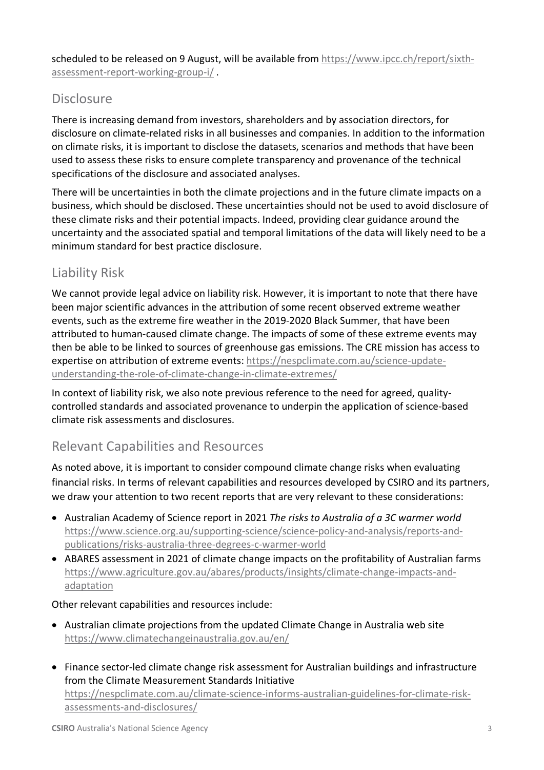scheduled to be released on 9 August, will be available from [https://www.ipcc.ch/report/sixth-assessment-report-working-group-i/](https://www.ipcc.ch/report/sixth-assessment-report-working-group-i/) .

## Disclosure

There is increasing demand from investors, shareholders and by association directors, for disclosure on climate-related risks in all businesses and companies. In addition to the information on climate risks, it is important to disclose the datasets, scenarios and methods that have been used to assess these risks to ensure complete transparency and provenance of the technical specifications of the disclosure and associated analyses.

There will be uncertainties in both the climate projections and in the future climate impacts on a business, which should be disclosed. These uncertainties should not be used to avoid disclosure of these climate risks and their potential impacts. Indeed, providing clear guidance around the uncertainty and the associated spatial and temporal limitations of the data will likely need to be a minimum standard for best practice disclosure.

## Liability Risk

We cannot provide legal advice on liability risk. However, it is important to note that there have been major scientific advances in the attribution of some recent observed extreme weather events, such as the extreme fire weather in the 2019-2020 Black Summer, that have been attributed to human-caused climate change. The impacts of some of these extreme events may then be able to be linked to sources of greenhouse gas emissions. The CRE mission has access to expertise on attribution of extreme events: [https://nespclimate.com.au/science-update-understanding-the-role-of-climate-change-in-climate-extremes/](https://nespclimate.com.au/science-update-understanding-the-role-of-climate-change-in-climate-extremes/)

In context of liability risk, we also note previous reference to the need for agreed, quality-controlled standards and associated provenance to underpin the application of science-based climate risk assessments and disclosures.

## Relevant Capabilities and Resources

As noted above, it is important to consider compound climate change risks when evaluating financial risks. In terms of relevant capabilities and resources developed by CSIRO and its partners, we draw your attention to two recent reports that are very relevant to these considerations:

- Australian Academy of Science report in 2021 *The risks to Australia of a 3C warmer world* [https://www.science.org.au/supporting-science/science-policy-and-analysis/reports-and-publications/risks-australia-three-degrees-c-warmer-world](https://www.science.org.au/supporting-science/science-policy-and-analysis/reports-and-publications/risks-australia-three-degrees-c-warmer-world)
- ABARES assessment in 2021 of climate change impacts on the profitability of Australian farms [https://www.agriculture.gov.au/abares/products/insights/climate-change-impacts-and-adaptation](https://www.agriculture.gov.au/abares/products/insights/climate-change-impacts-and-adaptation)

Other relevant capabilities and resources include:

- Australian climate projections from the updated Climate Change in Australia web site [https://www.climatechangeinaustralia.gov.au/en/](https://www.climatechangeinaustralia.gov.au/en/)
- Finance sector-led climate change risk assessment for Australian buildings and infrastructure from the Climate Measurement Standards Initiative [https://nespclimate.com.au/climate-science-informs-australian-guidelines-for-climate-risk-assessments-and-disclosures/](https://nespclimate.com.au/climate-science-informs-australian-guidelines-for-climate-risk-assessments-and-disclosures/)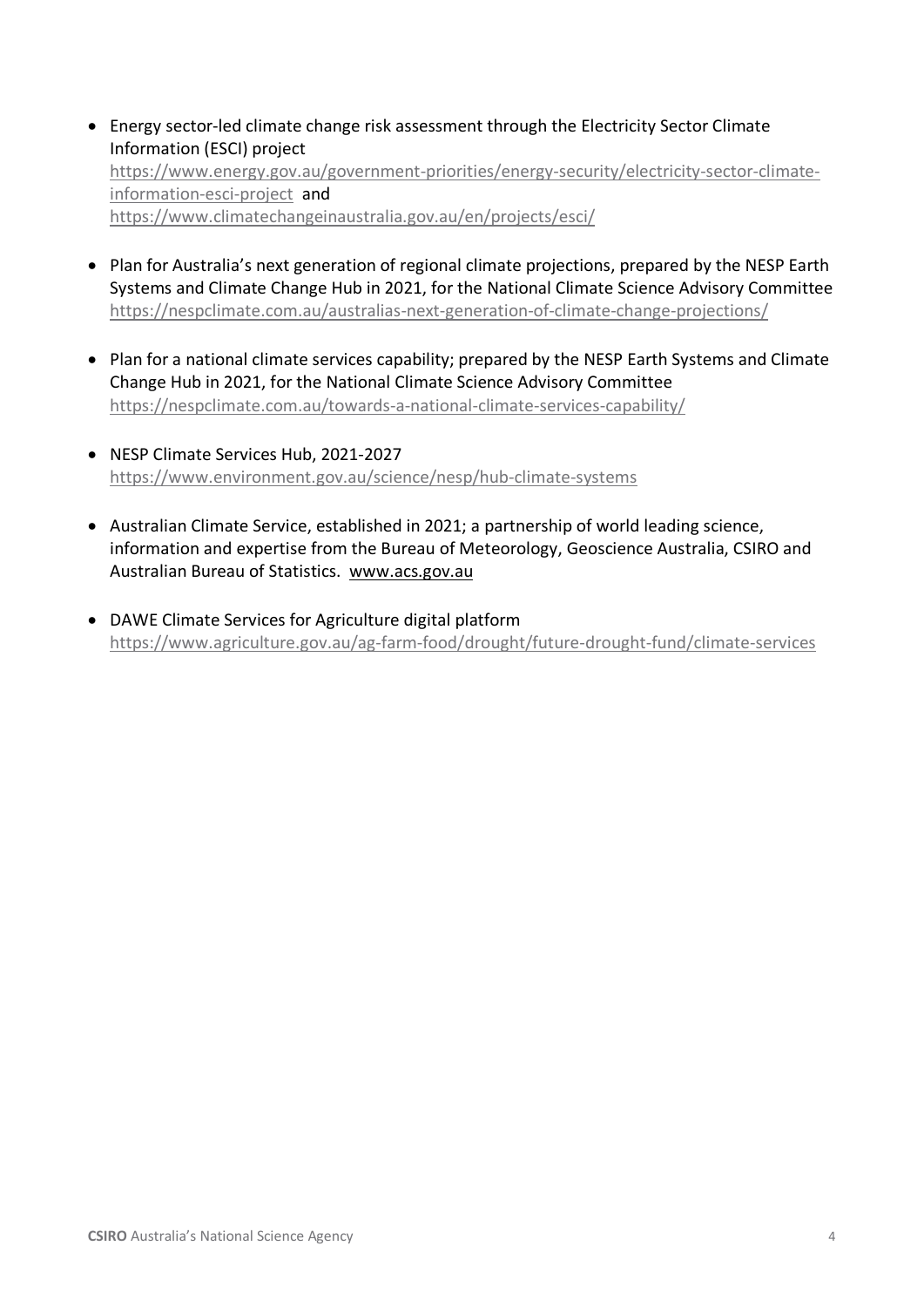- Energy sector-led climate change risk assessment through the Electricity Sector Climate Information (ESCI) project https://www.energy.gov.au/government-priorities/energy-security/electricity-sector-climate-information-esci-project and https://www.climatechangeinaustralia.gov.au/en/projects/esci/

- Plan for Australia's next generation of regional climate projections, prepared by the NESP Earth Systems and Climate Change Hub in 2021, for the National Climate Science Advisory Committee https://nespclimate.com.au/australias-next-generation-of-climate-change-projections/

- Plan for a national climate services capability; prepared by the NESP Earth Systems and Climate Change Hub in 2021, for the National Climate Science Advisory Committee https://nespclimate.com.au/towards-a-national-climate-services-capability/

- NESP Climate Services Hub, 2021-2027 https://www.environment.gov.au/science/nesp/hub-climate-systems

- Australian Climate Service, established in 2021; a partnership of world leading science, information and expertise from the Bureau of Meteorology, Geoscience Australia, CSIRO and Australian Bureau of Statistics. www.acs.gov.au

- DAWE Climate Services for Agriculture digital platform https://www.agriculture.gov.au/ag-farm-food/drought/future-drought-fund/climate-services